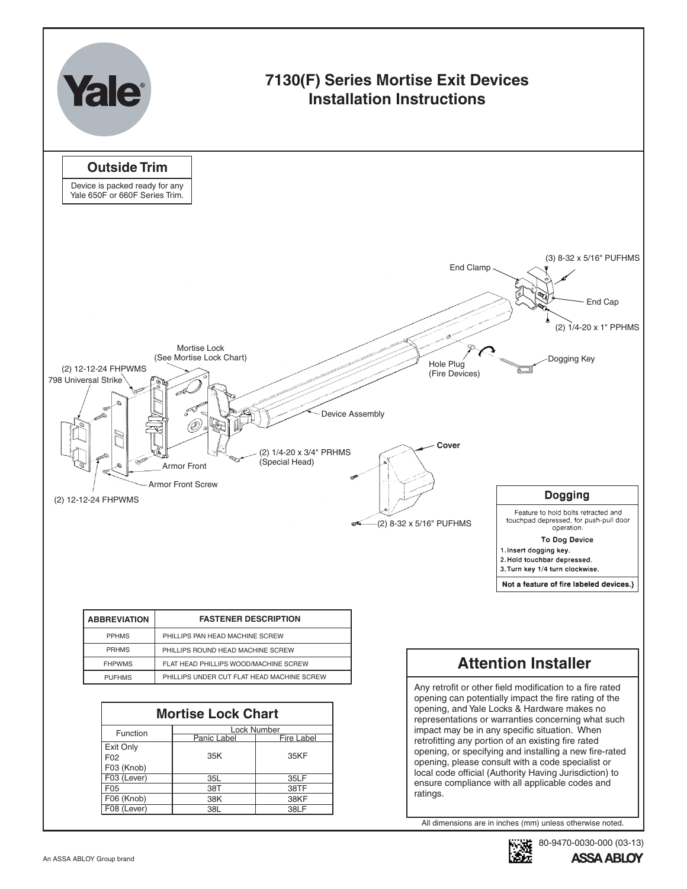# 7130(F) Series Mortise Exit Devices Installation Instructions

## Outside Trim

Device is packed ready for any Yale 650F or 660F Series Trim.

(3) 8-32 x 5/16" PUFHMS

End Clamp

End Cap

(2) 1/4-20 x 1" PPHMS

Mortise Lock (See Mortise Lock Chart)

(2) 12-12-24 FHPWMS

798 Universal Strike

Hole Plug (Fire Devices)

Dogging Key

Device Assembly

Cover

(2) 1/4-20 x 3/4" PRHMS (Special Head)

Armor Front

Armor Front Screw

(2) 12-12-24 FHPWMS

(2) 8-32 x 5/16" PUFHMS

### Dogging

Feature to hold bolts retracted and touchpad depressed, for push-pull door operation.

**To Dog Device**

1. Insert dogging key.
2. Hold touchbar depressed.
3. Turn key 1/4 turn clockwise.

**Not a feature of fire labeled devices.)**

| ABBREVIATION | FASTENER DESCRIPTION |
|---|---|
| PPHMS | PHILLIPS PAN HEAD MACHINE SCREW |
| PRHMS | PHILLIPS ROUND HEAD MACHINE SCREW |
| FHPWMS | FLAT HEAD PHILLIPS WOOD/MACHINE SCREW |
| PUFHMS | PHILLIPS UNDER CUT FLAT HEAD MACHINE SCREW |

## Mortise Lock Chart

| Function | Lock Number | |
|---|---|---|
| | Panic Label | Fire Label |
| Exit Only<br>F02<br>F03 (Knob) | 35K | 35KF |
| F03 (Lever) | 35L | 35LF |
| F05 | 38T | 38TF |
| F06 (Knob) | 38K | 38KF |
| F08 (Lever) | 38L | 38LF |

## Attention Installer

Any retrofit or other field modification to a fire rated opening can potentially impact the fire rating of the opening, and Yale Locks & Hardware makes no representations or warranties concerning what such impact may be in any specific situation. When retrofitting any portion of an existing fire rated opening, or specifying and installing a new fire-rated opening, please consult with a code specialist or local code official (Authority Having Jurisdiction) to ensure compliance with all applicable codes and ratings.

All dimensions are in inches (mm) unless otherwise noted.

80-9470-0030-000 (03-13)

An ASSA ABLOY Group brand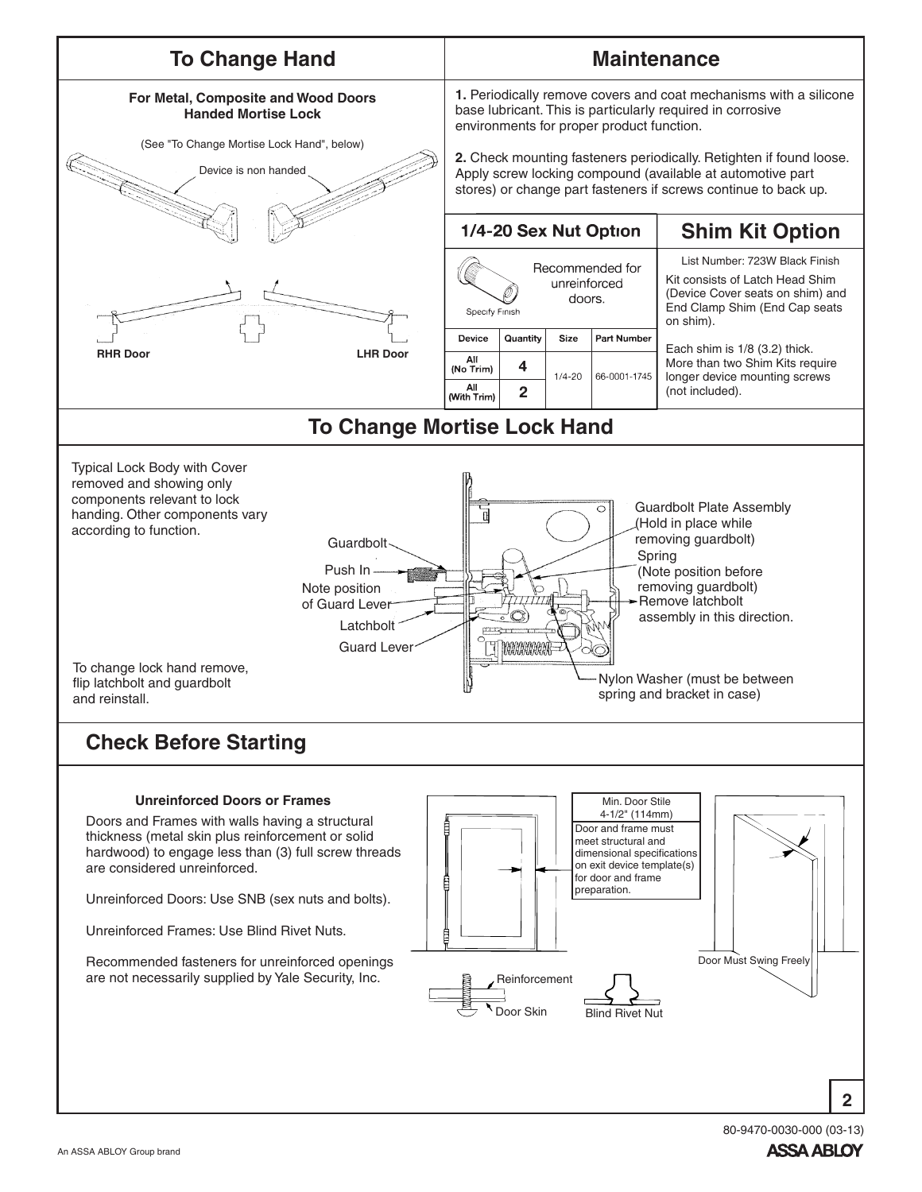## To Change Hand

**For Metal, Composite and Wood Doors Handed Mortise Lock**

(See "To Change Mortise Lock Hand", below)

Device is non handed

RHR Door

LHR Door

## Maintenance

**1.** Periodically remove covers and coat mechanisms with a silicone base lubricant. This is particularly required in corrosive environments for proper product function.

**2.** Check mounting fasteners periodically. Retighten if found loose. Apply screw locking compound (available at automotive part stores) or change part fasteners if screws continue to back up.

### 1/4-20 Sex Nut Option

Recommended for unreinforced doors.

Specify Finish

| Device | Quantity | Size | Part Number |
|---|---|---|---|
| All (No Trim) | 4 | 1/4-20 | 66-0001-1745 |
| All (With Trim) | 2 | | |

### Shim Kit Option

List Number: 723W Black Finish

Kit consists of Latch Head Shim (Device Cover seats on shim) and End Clamp Shim (End Cap seats on shim).

Each shim is 1/8 (3.2) thick. More than two Shim Kits require longer device mounting screws (not included).

## To Change Mortise Lock Hand

Typical Lock Body with Cover removed and showing only components relevant to lock handing. Other components vary according to function.

Guardbolt

Push In

Note position of Guard Lever

Latchbolt

Guard Lever

Guardbolt Plate Assembly (Hold in place while removing guardbolt)

Spring (Note position before removing guardbolt)

Remove latchbolt assembly in this direction.

Nylon Washer (must be between spring and bracket in case)

To change lock hand remove, flip latchbolt and guardbolt and reinstall.

## Check Before Starting

**Unreinforced Doors or Frames**

Doors and Frames with walls having a structural thickness (metal skin plus reinforcement or solid hardwood) to engage less than (3) full screw threads are considered unreinforced.

Unreinforced Doors: Use SNB (sex nuts and bolts).

Unreinforced Frames: Use Blind Rivet Nuts.

Recommended fasteners for unreinforced openings are not necessarily supplied by Yale Security, Inc.

Min. Door Stile 4-1/2" (114mm)

Door and frame must meet structural and dimensional specifications on exit device template(s) for door and frame preparation.

Door Must Swing Freely

Reinforcement

Door Skin

Blind Rivet Nut

80-9470-0030-000 (03-13)

An ASSA ABLOY Group brand

ASSA ABLOY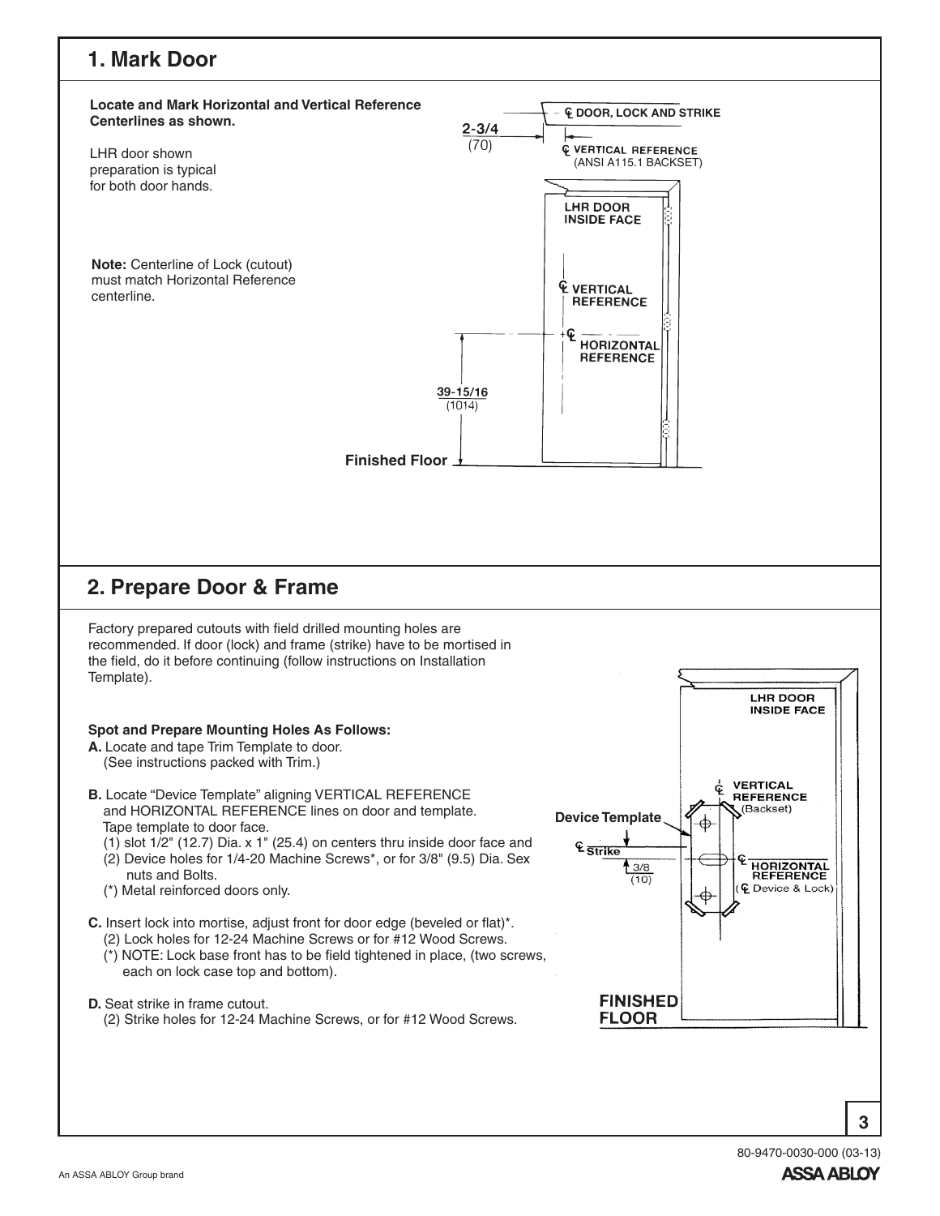## 1. Mark Door

**Locate and Mark Horizontal and Vertical Reference Centerlines as shown.**

LHR door shown preparation is typical for both door hands.

**Note:** Centerline of Lock (cutout) must match Horizontal Reference centerline.

℄ DOOR, LOCK AND STRIKE

2-3/4 (70)

℄ VERTICAL REFERENCE (ANSI A115.1 BACKSET)

LHR DOOR INSIDE FACE

℄ VERTICAL REFERENCE

℄ HORIZONTAL REFERENCE

39-15/16 (1014)

Finished Floor

## 2. Prepare Door & Frame

Factory prepared cutouts with field drilled mounting holes are recommended. If door (lock) and frame (strike) have to be mortised in the field, do it before continuing (follow instructions on Installation Template).

**Spot and Prepare Mounting Holes As Follows:**

**A.** Locate and tape Trim Template to door.
(See instructions packed with Trim.)

**B.** Locate "Device Template" aligning VERTICAL REFERENCE and HORIZONTAL REFERENCE lines on door and template. Tape template to door face.
(1) slot 1/2" (12.7) Dia. x 1" (25.4) on centers thru inside door face and
(2) Device holes for 1/4-20 Machine Screws*, or for 3/8" (9.5) Dia. Sex nuts and Bolts.
(*) Metal reinforced doors only.

**C.** Insert lock into mortise, adjust front for door edge (beveled or flat)*.
(2) Lock holes for 12-24 Machine Screws or for #12 Wood Screws.
(*) NOTE: Lock base front has to be field tightened in place, (two screws, each on lock case top and bottom).

**D.** Seat strike in frame cutout.
(2) Strike holes for 12-24 Machine Screws, or for #12 Wood Screws.

LHR DOOR INSIDE FACE

℄ VERTICAL REFERENCE (Backset)

Device Template

℄ Strike

3/8 (10)

℄ HORIZONTAL REFERENCE (℄ Device & Lock)

FINISHED FLOOR

80-9470-0030-000 (03-13)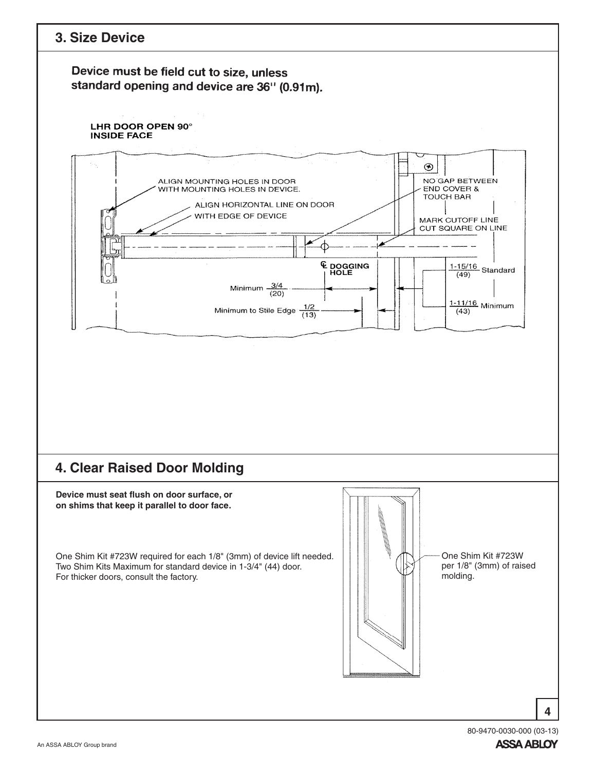## 3. Size Device

**Device must be field cut to size, unless standard opening and device are 36" (0.91m).**

LHR DOOR OPEN 90°
INSIDE FACE

ALIGN MOUNTING HOLES IN DOOR WITH MOUNTING HOLES IN DEVICE.

ALIGN HORIZONTAL LINE ON DOOR WITH EDGE OF DEVICE

NO GAP BETWEEN END COVER & TOUCH BAR

MARK CUTOFF LINE CUT SQUARE ON LINE

℄ DOGGING HOLE

Minimum 3/4 (20)

Minimum to Stile Edge 1/2 (13)

1-15/16 (49) Standard

1-11/16 (43) Minimum

## 4. Clear Raised Door Molding

**Device must seat flush on door surface, or on shims that keep it parallel to door face.**

One Shim Kit #723W required for each 1/8" (3mm) of device lift needed.
Two Shim Kits Maximum for standard device in 1-3/4" (44) door.
For thicker doors, consult the factory.

One Shim Kit #723W per 1/8" (3mm) of raised molding.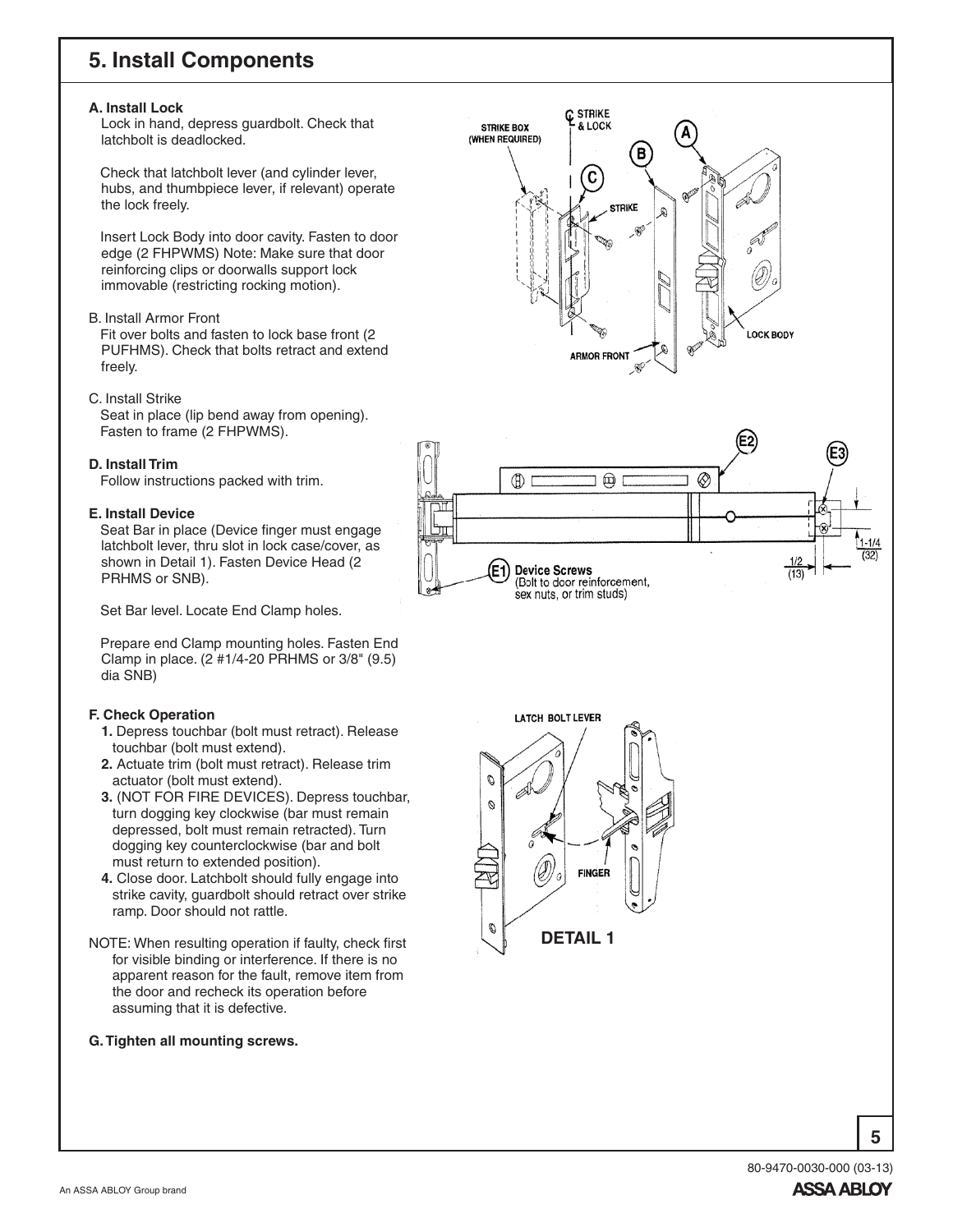## 5. Install Components

**A. Install Lock**

Lock in hand, depress guardbolt. Check that latchbolt is deadlocked.

Check that latchbolt lever (and cylinder lever, hubs, and thumbpiece lever, if relevant) operate the lock freely.

Insert Lock Body into door cavity. Fasten to door edge (2 FHPWMS) Note: Make sure that door reinforcing clips or doorwalls support lock immovable (restricting rocking motion).

B. Install Armor Front

Fit over bolts and fasten to lock base front (2 PUFHMS). Check that bolts retract and extend freely.

C. Install Strike

Seat in place (lip bend away from opening). Fasten to frame (2 FHPWMS).

**D. Install Trim**

Follow instructions packed with trim.

**E. Install Device**

Seat Bar in place (Device finger must engage latchbolt lever, thru slot in lock case/cover, as shown in Detail 1). Fasten Device Head (2 PRHMS or SNB).

Set Bar level. Locate End Clamp holes.

Prepare end Clamp mounting holes. Fasten End Clamp in place. (2 #1/4-20 PRHMS or 3/8" (9.5) dia SNB)

**F. Check Operation**

1. Depress touchbar (bolt must retract). Release touchbar (bolt must extend).
2. Actuate trim (bolt must retract). Release trim actuator (bolt must extend).
3. (NOT FOR FIRE DEVICES). Depress touchbar, turn dogging key clockwise (bar must remain depressed, bolt must remain retracted). Turn dogging key counterclockwise (bar and bolt must return to extended position).
4. Close door. Latchbolt should fully engage into strike cavity, guardbolt should retract over strike ramp. Door should not rattle.

NOTE: When resulting operation if faulty, check first for visible binding or interference. If there is no apparent reason for the fault, remove item from the door and recheck its operation before assuming that it is defective.

**G. Tighten all mounting screws.**

STRIKE BOX (WHEN REQUIRED) | ℄ STRIKE & LOCK | A | B | C | STRIKE | LOCK BODY | ARMOR FRONT

E2 | E3 | E1 Device Screws (Bolt to door reinforcement, sex nuts, or trim studs) | 1-1/4 (32) | 1/2 (13)

LATCH BOLT LEVER | FINGER

**DETAIL 1**

80-9470-0030-000 (03-13)

An ASSA ABLOY Group brand

ASSA ABLOY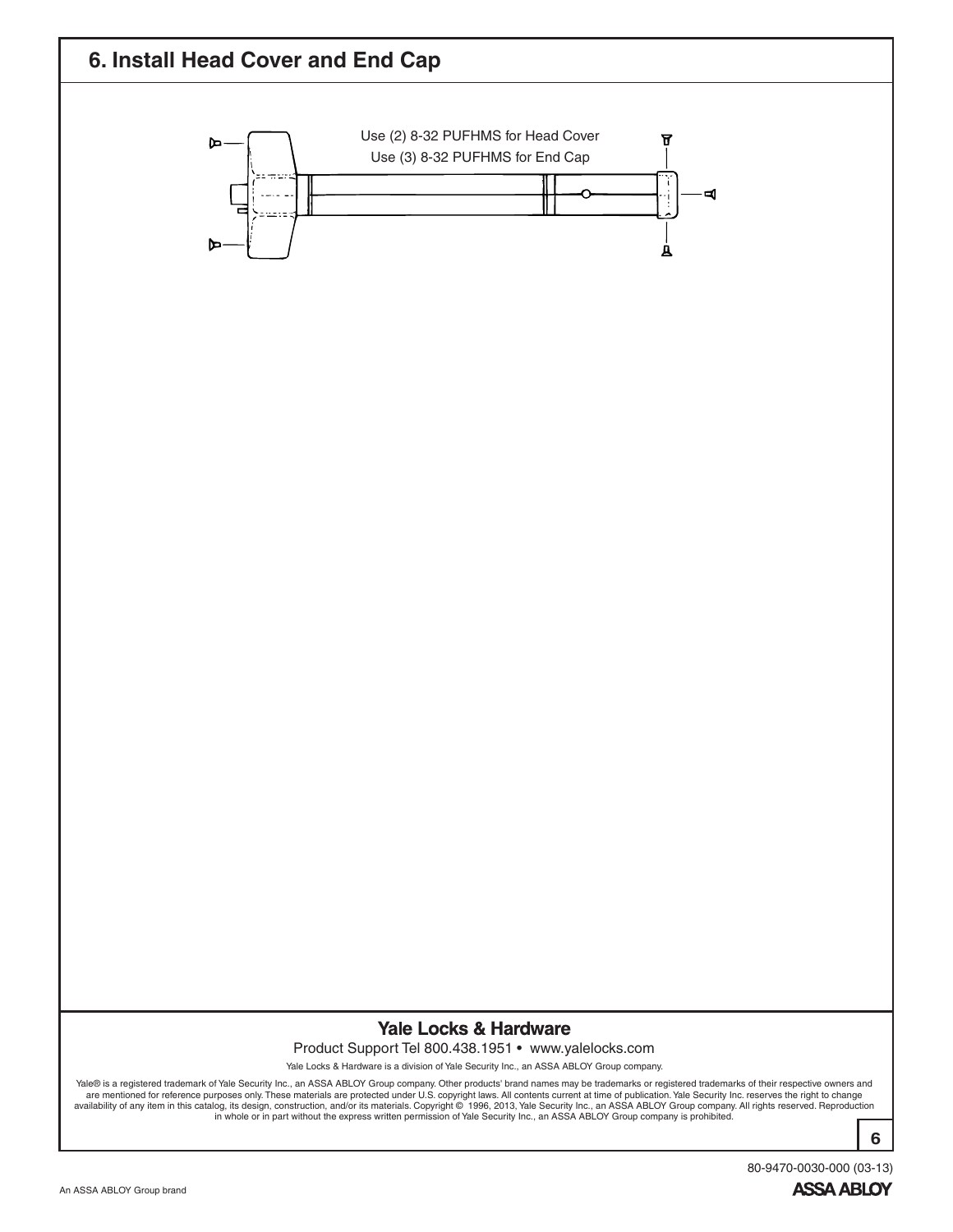## 6. Install Head Cover and End Cap

Use (2) 8-32 PUFHMS for Head Cover
Use (3) 8-32 PUFHMS for End Cap

**Yale Locks & Hardware**

Product Support Tel 800.438.1951 • www.yalelocks.com

Yale Locks & Hardware is a division of Yale Security Inc., an ASSA ABLOY Group company.

Yale® is a registered trademark of Yale Security Inc., an ASSA ABLOY Group company. Other products' brand names may be trademarks or registered trademarks of their respective owners and are mentioned for reference purposes only. These materials are protected under U.S. copyright laws. All contents current at time of publication. Yale Security Inc. reserves the right to change availability of any item in this catalog, its design, construction, and/or its materials. Copyright © 1996, 2013, Yale Security Inc., an ASSA ABLOY Group company. All rights reserved. Reproduction in whole or in part without the express written permission of Yale Security Inc., an ASSA ABLOY Group company is prohibited.

80-9470-0030-000 (03-13)

An ASSA ABLOY Group brand

ASSA ABLOY